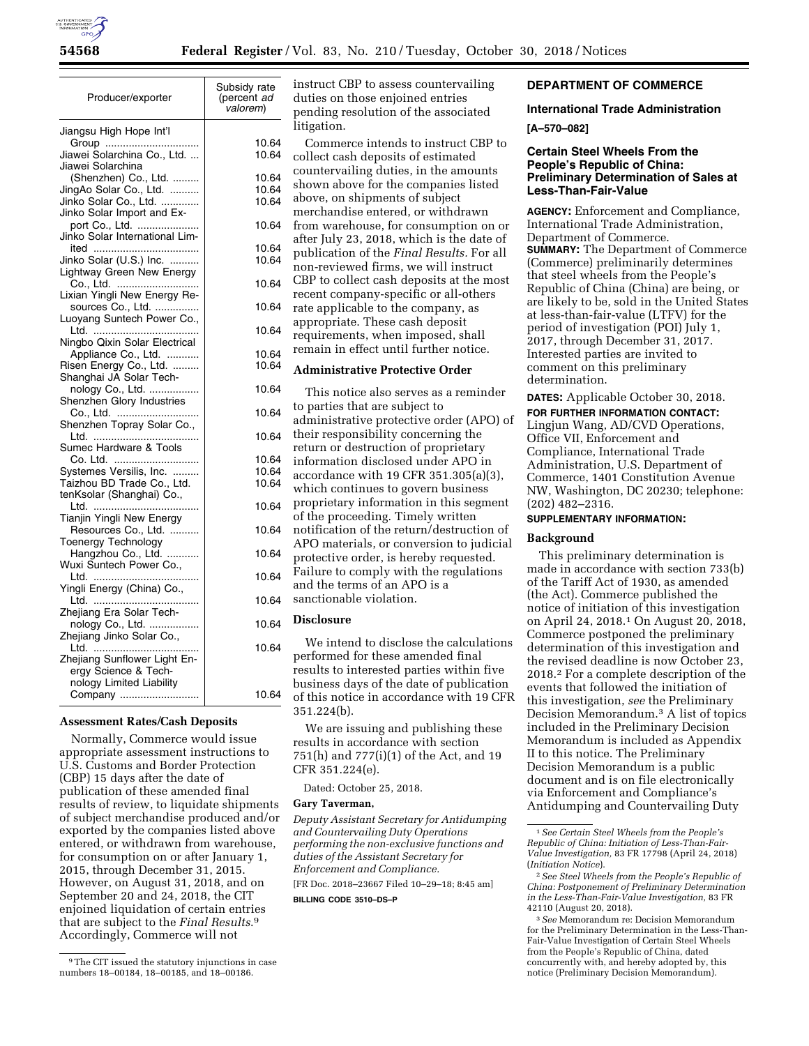| Producer/exporter | Subsidy rate (percent *ad valorem*) |
| --- | --- |
| Jiangsu High Hope Int'l Group | 10.64 |
| Jiawei Solarchina Co., Ltd. | 10.64 |
| Jiawei Solarchina (Shenzhen) Co., Ltd. | 10.64 |
| JingAo Solar Co., Ltd. | 10.64 |
| Jinko Solar Co., Ltd. | 10.64 |
| Jinko Solar Import and Export Co., Ltd. | 10.64 |
| Jinko Solar International Limited | 10.64 |
| Jinko Solar (U.S.) Inc. | 10.64 |
| Lightway Green New Energy Co., Ltd. | 10.64 |
| Lixian Yingli New Energy Resources Co., Ltd. | 10.64 |
| Luoyang Suntech Power Co., Ltd. | 10.64 |
| Ningbo Qixin Solar Electrical Appliance Co., Ltd. | 10.64 |
| Risen Energy Co., Ltd. | 10.64 |
| Shanghai JA Solar Technology Co., Ltd. | 10.64 |
| Shenzhen Glory Industries Co., Ltd. | 10.64 |
| Shenzhen Topray Solar Co., Ltd. | 10.64 |
| Sumec Hardware & Tools Co. Ltd. | 10.64 |
| Systemes Versilis, Inc. | 10.64 |
| Taizhou BD Trade Co., Ltd. | 10.64 |
| tenKsolar (Shanghai) Co., Ltd. | 10.64 |
| Tianjin Yingli New Energy Resources Co., Ltd. | 10.64 |
| Toenergy Technology Hangzhou Co., Ltd. | 10.64 |
| Wuxi Suntech Power Co., Ltd. | 10.64 |
| Yingli Energy (China) Co., Ltd. | 10.64 |
| Zhejiang Era Solar Technology Co., Ltd. | 10.64 |
| Zhejiang Jinko Solar Co., Ltd. | 10.64 |
| Zhejiang Sunflower Light Energy Science & Technology Limited Liability Company | 10.64 |

### Assessment Rates/Cash Deposits

Normally, Commerce would issue appropriate assessment instructions to U.S. Customs and Border Protection (CBP) 15 days after the date of publication of these amended final results of review, to liquidate shipments of subject merchandise produced and/or exported by the companies listed above entered, or withdrawn from warehouse, for consumption on or after January 1, 2015, through December 31, 2015. However, on August 31, 2018, and on September 20 and 24, 2018, the CIT enjoined liquidation of certain entries that are subject to the *Final Results.*[9] Accordingly, Commerce will not instruct CBP to assess countervailing duties on those enjoined entries pending resolution of the associated litigation.

Commerce intends to instruct CBP to collect cash deposits of estimated countervailing duties, in the amounts shown above for the companies listed above, on shipments of subject merchandise entered, or withdrawn from warehouse, for consumption on or after July 23, 2018, which is the date of publication of the *Final Results.* For all non-reviewed firms, we will instruct CBP to collect cash deposits at the most recent company-specific or all-others rate applicable to the company, as appropriate. These cash deposit requirements, when imposed, shall remain in effect until further notice.

### Administrative Protective Order

This notice also serves as a reminder to parties that are subject to administrative protective order (APO) of their responsibility concerning the return or destruction of proprietary information disclosed under APO in accordance with 19 CFR 351.305(a)(3), which continues to govern business proprietary information in this segment of the proceeding. Timely written notification of the return/destruction of APO materials, or conversion to judicial protective order, is hereby requested. Failure to comply with the regulations and the terms of an APO is a sanctionable violation.

### Disclosure

We intend to disclose the calculations performed for these amended final results to interested parties within five business days of the date of publication of this notice in accordance with 19 CFR 351.224(b).

We are issuing and publishing these results in accordance with section 751(h) and 777(i)(1) of the Act, and 19 CFR 351.224(e).

Dated: October 25, 2018.

**Gary Taverman,**

*Deputy Assistant Secretary for Antidumping and Countervailing Duty Operations performing the non-exclusive functions and duties of the Assistant Secretary for Enforcement and Compliance.*

[FR Doc. 2018–23667 Filed 10–29–18; 8:45 am]

**BILLING CODE 3510–DS–P**

[9] The CIT issued the statutory injunctions in case numbers 18–00184, 18–00185, and 18–00186.

## DEPARTMENT OF COMMERCE

### International Trade Administration

**[A–570–082]**

### Certain Steel Wheels From the People's Republic of China: Preliminary Determination of Sales at Less-Than-Fair-Value

**AGENCY:** Enforcement and Compliance, International Trade Administration, Department of Commerce.

**SUMMARY:** The Department of Commerce (Commerce) preliminarily determines that steel wheels from the People's Republic of China (China) are being, or are likely to be, sold in the United States at less-than-fair-value (LTFV) for the period of investigation (POI) July 1, 2017, through December 31, 2017. Interested parties are invited to comment on this preliminary determination.

**DATES:** Applicable October 30, 2018.

**FOR FURTHER INFORMATION CONTACT:** Lingjun Wang, AD/CVD Operations, Office VII, Enforcement and Compliance, International Trade Administration, U.S. Department of Commerce, 1401 Constitution Avenue NW, Washington, DC 20230; telephone: (202) 482–2316.

**SUPPLEMENTARY INFORMATION:**

### Background

This preliminary determination is made in accordance with section 733(b) of the Tariff Act of 1930, as amended (the Act). Commerce published the notice of initiation of this investigation on April 24, 2018.[1] On August 20, 2018, Commerce postponed the preliminary determination of this investigation and the revised deadline is now October 23, 2018.[2] For a complete description of the events that followed the initiation of this investigation, *see* the Preliminary Decision Memorandum.[3] A list of topics included in the Preliminary Decision Memorandum is included as Appendix II to this notice. The Preliminary Decision Memorandum is a public document and is on file electronically via Enforcement and Compliance's Antidumping and Countervailing Duty

[1] *See Certain Steel Wheels from the People's Republic of China: Initiation of Less-Than-Fair-Value Investigation,* 83 FR 17798 (April 24, 2018) (*Initiation Notice*).

[2] *See Steel Wheels from the People's Republic of China: Postponement of Preliminary Determination in the Less-Than-Fair-Value Investigation,* 83 FR 42110 (August 20, 2018).

[3] *See* Memorandum re: Decision Memorandum for the Preliminary Determination in the Less-Than-Fair-Value Investigation of Certain Steel Wheels from the People's Republic of China, dated concurrently with, and hereby adopted by, this notice (Preliminary Decision Memorandum).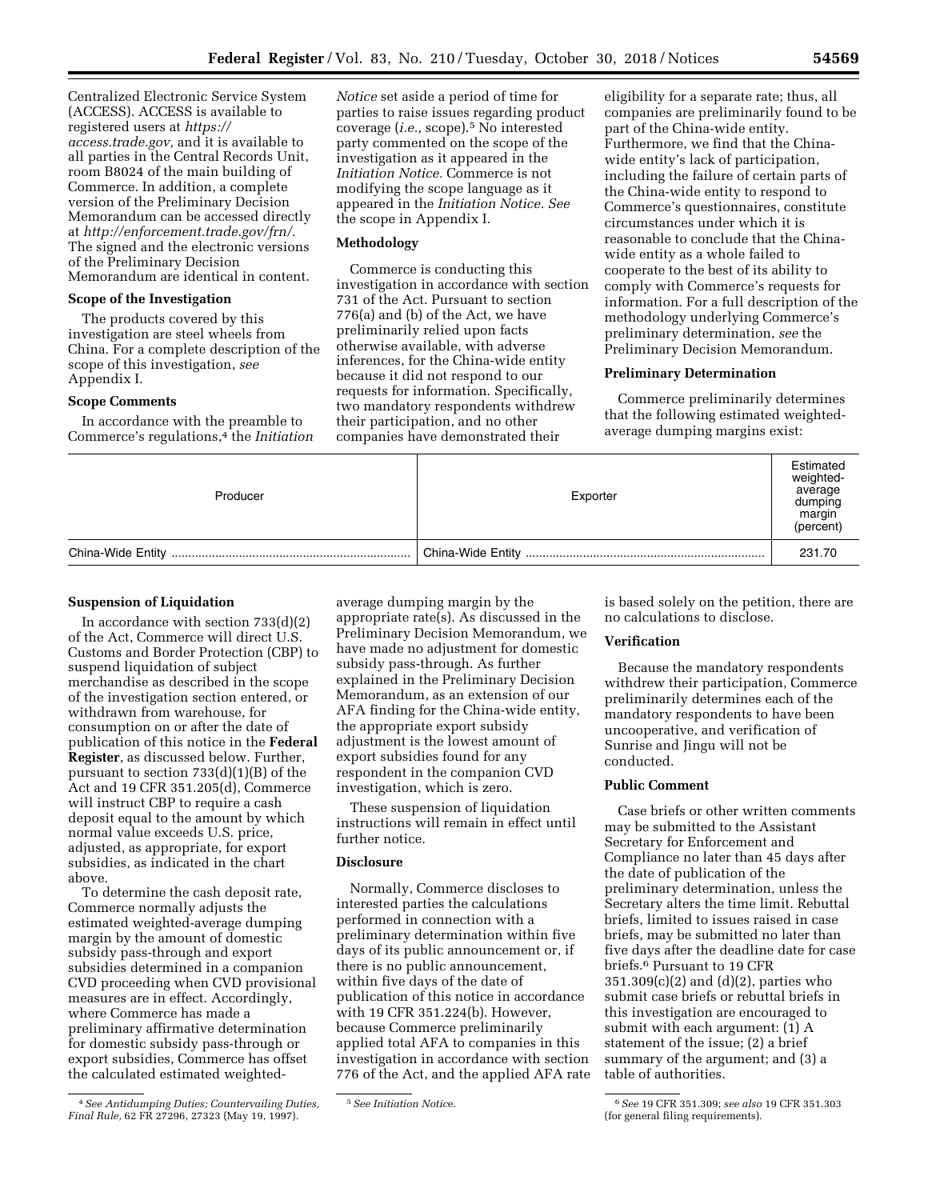Centralized Electronic Service System (ACCESS). ACCESS is available to registered users at *https://access.trade.gov,* and it is available to all parties in the Central Records Unit, room B8024 of the main building of Commerce. In addition, a complete version of the Preliminary Decision Memorandum can be accessed directly at *http://enforcement.trade.gov/frn/.* The signed and the electronic versions of the Preliminary Decision Memorandum are identical in content.

### Scope of the Investigation

The products covered by this investigation are steel wheels from China. For a complete description of the scope of this investigation, *see* Appendix I.

### Scope Comments

In accordance with the preamble to Commerce's regulations,[4] the *Initiation Notice* set aside a period of time for parties to raise issues regarding product coverage (*i.e.,* scope).[5] No interested party commented on the scope of the investigation as it appeared in the *Initiation Notice.* Commerce is not modifying the scope language as it appeared in the *Initiation Notice. See* the scope in Appendix I.

### Methodology

Commerce is conducting this investigation in accordance with section 731 of the Act. Pursuant to section 776(a) and (b) of the Act, we have preliminarily relied upon facts otherwise available, with adverse inferences, for the China-wide entity because it did not respond to our requests for information. Specifically, two mandatory respondents withdrew their participation, and no other companies have demonstrated their eligibility for a separate rate; thus, all companies are preliminarily found to be part of the China-wide entity. Furthermore, we find that the China-wide entity's lack of participation, including the failure of certain parts of the China-wide entity to respond to Commerce's questionnaires, constitute circumstances under which it is reasonable to conclude that the China-wide entity as a whole failed to cooperate to the best of its ability to comply with Commerce's requests for information. For a full description of the methodology underlying Commerce's preliminary determination, *see* the Preliminary Decision Memorandum.

### Preliminary Determination

Commerce preliminarily determines that the following estimated weighted-average dumping margins exist:

| Producer | Exporter | Estimated weighted-average dumping margin (percent) |
|---|---|---|
| China-Wide Entity | China-Wide Entity | 231.70 |

### Suspension of Liquidation

In accordance with section 733(d)(2) of the Act, Commerce will direct U.S. Customs and Border Protection (CBP) to suspend liquidation of subject merchandise as described in the scope of the investigation section entered, or withdrawn from warehouse, for consumption on or after the date of publication of this notice in the **Federal Register**, as discussed below. Further, pursuant to section 733(d)(1)(B) of the Act and 19 CFR 351.205(d), Commerce will instruct CBP to require a cash deposit equal to the amount by which normal value exceeds U.S. price, adjusted, as appropriate, for export subsidies, as indicated in the chart above.

To determine the cash deposit rate, Commerce normally adjusts the estimated weighted-average dumping margin by the amount of domestic subsidy pass-through and export subsidies determined in a companion CVD proceeding when CVD provisional measures are in effect. Accordingly, where Commerce has made a preliminary affirmative determination for domestic subsidy pass-through or export subsidies, Commerce has offset the calculated estimated weighted-average dumping margin by the appropriate rate(s). As discussed in the Preliminary Decision Memorandum, we have made no adjustment for domestic subsidy pass-through. As further explained in the Preliminary Decision Memorandum, as an extension of our AFA finding for the China-wide entity, the appropriate export subsidy adjustment is the lowest amount of export subsidies found for any respondent in the companion CVD investigation, which is zero.

These suspension of liquidation instructions will remain in effect until further notice.

### Disclosure

Normally, Commerce discloses to interested parties the calculations performed in connection with a preliminary determination within five days of its public announcement or, if there is no public announcement, within five days of the date of publication of this notice in accordance with 19 CFR 351.224(b). However, because Commerce preliminarily applied total AFA to companies in this investigation in accordance with section 776 of the Act, and the applied AFA rate is based solely on the petition, there are no calculations to disclose.

### Verification

Because the mandatory respondents withdrew their participation, Commerce preliminarily determines each of the mandatory respondents to have been uncooperative, and verification of Sunrise and Jingu will not be conducted.

### Public Comment

Case briefs or other written comments may be submitted to the Assistant Secretary for Enforcement and Compliance no later than 45 days after the date of publication of the preliminary determination, unless the Secretary alters the time limit. Rebuttal briefs, limited to issues raised in case briefs, may be submitted no later than five days after the deadline date for case briefs.[6] Pursuant to 19 CFR 351.309(c)(2) and (d)(2), parties who submit case briefs or rebuttal briefs in this investigation are encouraged to submit with each argument: (1) A statement of the issue; (2) a brief summary of the argument; and (3) a table of authorities.

---

[4] *See Antidumping Duties; Countervailing Duties, Final Rule,* 62 FR 27296, 27323 (May 19, 1997).

[5] *See Initiation Notice.*

[6] *See* 19 CFR 351.309; *see also* 19 CFR 351.303 (for general filing requirements).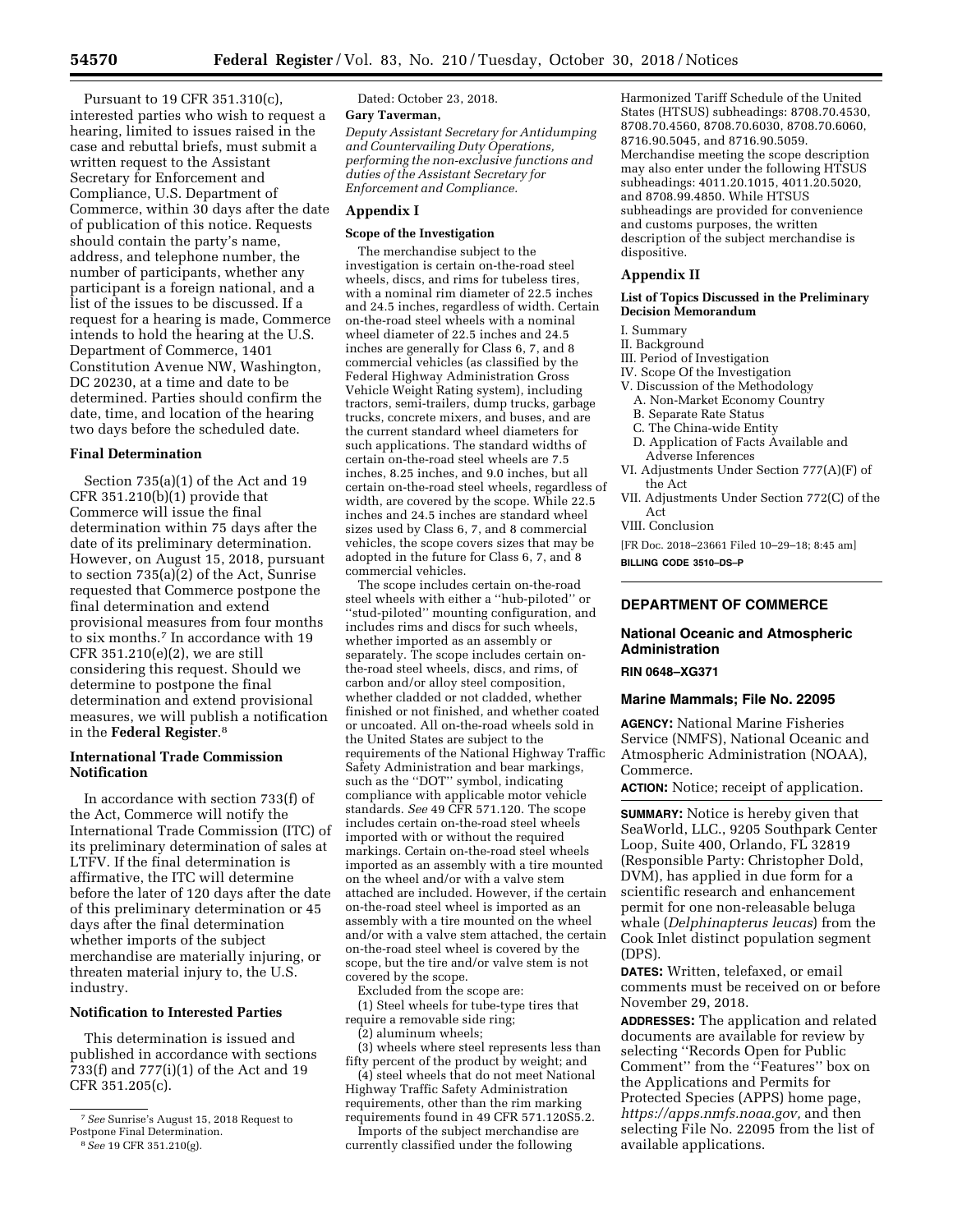Pursuant to 19 CFR 351.310(c), interested parties who wish to request a hearing, limited to issues raised in the case and rebuttal briefs, must submit a written request to the Assistant Secretary for Enforcement and Compliance, U.S. Department of Commerce, within 30 days after the date of publication of this notice. Requests should contain the party's name, address, and telephone number, the number of participants, whether any participant is a foreign national, and a list of the issues to be discussed. If a request for a hearing is made, Commerce intends to hold the hearing at the U.S. Department of Commerce, 1401 Constitution Avenue NW, Washington, DC 20230, at a time and date to be determined. Parties should confirm the date, time, and location of the hearing two days before the scheduled date.

### Final Determination

Section 735(a)(1) of the Act and 19 CFR 351.210(b)(1) provide that Commerce will issue the final determination within 75 days after the date of its preliminary determination. However, on August 15, 2018, pursuant to section 735(a)(2) of the Act, Sunrise requested that Commerce postpone the final determination and extend provisional measures from four months to six months.[7] In accordance with 19 CFR 351.210(e)(2), we are still considering this request. Should we determine to postpone the final determination and extend provisional measures, we will publish a notification in the **Federal Register**.[8]

### International Trade Commission Notification

In accordance with section 733(f) of the Act, Commerce will notify the International Trade Commission (ITC) of its preliminary determination of sales at LTFV. If the final determination is affirmative, the ITC will determine before the later of 120 days after the date of this preliminary determination or 45 days after the final determination whether imports of the subject merchandise are materially injuring, or threaten material injury to, the U.S. industry.

### Notification to Interested Parties

This determination is issued and published in accordance with sections 733(f) and 777(i)(1) of the Act and 19 CFR 351.205(c).

[7] *See* Sunrise's August 15, 2018 Request to Postpone Final Determination.

[8] *See* 19 CFR 351.210(g).

Dated: October 23, 2018.

**Gary Taverman,**

*Deputy Assistant Secretary for Antidumping and Countervailing Duty Operations, performing the non-exclusive functions and duties of the Assistant Secretary for Enforcement and Compliance.*

## Appendix I

### Scope of the Investigation

The merchandise subject to the investigation is certain on-the-road steel wheels, discs, and rims for tubeless tires, with a nominal rim diameter of 22.5 inches and 24.5 inches, regardless of width. Certain on-the-road steel wheels with a nominal wheel diameter of 22.5 inches and 24.5 inches are generally for Class 6, 7, and 8 commercial vehicles (as classified by the Federal Highway Administration Gross Vehicle Weight Rating system), including tractors, semi-trailers, dump trucks, garbage trucks, concrete mixers, and buses, and are the current standard wheel diameters for such applications. The standard widths of certain on-the-road steel wheels are 7.5 inches, 8.25 inches, and 9.0 inches, but all certain on-the-road steel wheels, regardless of width, are covered by the scope. While 22.5 inches and 24.5 inches are standard wheel sizes used by Class 6, 7, and 8 commercial vehicles, the scope covers sizes that may be adopted in the future for Class 6, 7, and 8 commercial vehicles.

The scope includes certain on-the-road steel wheels with either a ''hub-piloted'' or ''stud-piloted'' mounting configuration, and includes rims and discs for such wheels, whether imported as an assembly or separately. The scope includes certain on-the-road steel wheels, discs, and rims, of carbon and/or alloy steel composition, whether cladded or not cladded, whether finished or not finished, and whether coated or uncoated. All on-the-road wheels sold in the United States are subject to the requirements of the National Highway Traffic Safety Administration and bear markings, such as the ''DOT'' symbol, indicating compliance with applicable motor vehicle standards. *See* 49 CFR 571.120. The scope includes certain on-the-road steel wheels imported with or without the required markings. Certain on-the-road steel wheels imported as an assembly with a tire mounted on the wheel and/or with a valve stem attached are included. However, if the certain on-the-road steel wheel is imported as an assembly with a tire mounted on the wheel and/or with a valve stem attached, the certain on-the-road steel wheel is covered by the scope, but the tire and/or valve stem is not covered by the scope.

Excluded from the scope are:

(1) Steel wheels for tube-type tires that require a removable side ring;

(2) aluminum wheels;

(3) wheels where steel represents less than fifty percent of the product by weight; and

(4) steel wheels that do not meet National Highway Traffic Safety Administration requirements, other than the rim marking requirements found in 49 CFR 571.120S5.2.

Imports of the subject merchandise are currently classified under the following Harmonized Tariff Schedule of the United States (HTSUS) subheadings: 8708.70.4530, 8708.70.4560, 8708.70.6030, 8708.70.6060, 8716.90.5045, and 8716.90.5059. Merchandise meeting the scope description may also enter under the following HTSUS subheadings: 4011.20.1015, 4011.20.5020, and 8708.99.4850. While HTSUS subheadings are provided for convenience and customs purposes, the written description of the subject merchandise is dispositive.

## Appendix II

### List of Topics Discussed in the Preliminary Decision Memorandum

I. Summary
II. Background
III. Period of Investigation
IV. Scope Of the Investigation
V. Discussion of the Methodology
  A. Non-Market Economy Country
  B. Separate Rate Status
  C. The China-wide Entity
  D. Application of Facts Available and Adverse Inferences
VI. Adjustments Under Section 777(A)(F) of the Act
VII. Adjustments Under Section 772(C) of the Act
VIII. Conclusion

[FR Doc. 2018–23661 Filed 10–29–18; 8:45 am]

**BILLING CODE 3510–DS–P**

---

## DEPARTMENT OF COMMERCE

### National Oceanic and Atmospheric Administration

**RIN 0648–XG371**

### Marine Mammals; File No. 22095

**AGENCY:** National Marine Fisheries Service (NMFS), National Oceanic and Atmospheric Administration (NOAA), Commerce.

**ACTION:** Notice; receipt of application.

**SUMMARY:** Notice is hereby given that SeaWorld, LLC., 9205 Southpark Center Loop, Suite 400, Orlando, FL 32819 (Responsible Party: Christopher Dold, DVM), has applied in due form for a scientific research and enhancement permit for one non-releasable beluga whale (*Delphinapterus leucas*) from the Cook Inlet distinct population segment (DPS).

**DATES:** Written, telefaxed, or email comments must be received on or before November 29, 2018.

**ADDRESSES:** The application and related documents are available for review by selecting ''Records Open for Public Comment'' from the ''Features'' box on the Applications and Permits for Protected Species (APPS) home page, *https://apps.nmfs.noaa.gov,* and then selecting File No. 22095 from the list of available applications.